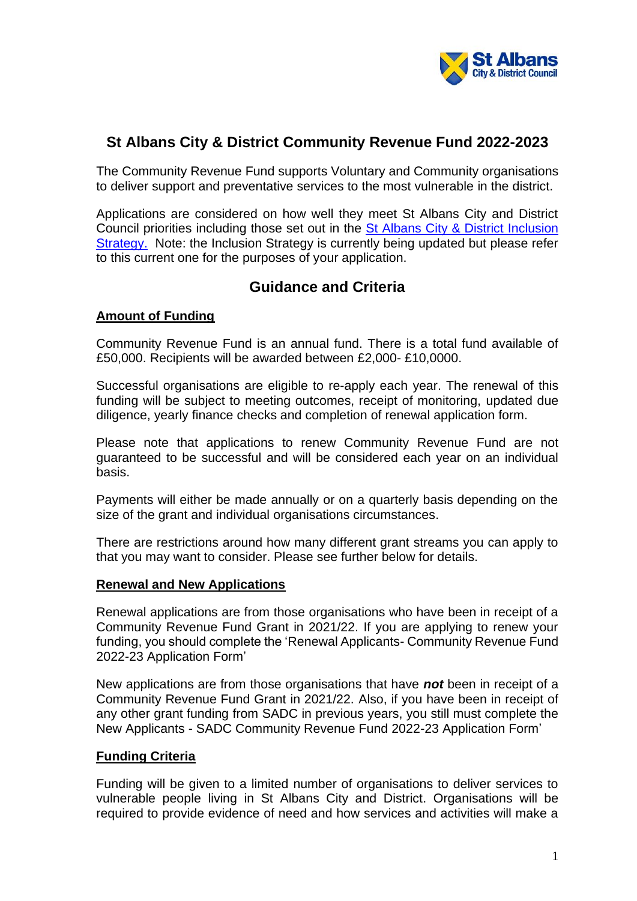# St Albans City & District Community Revenue Fund 2022-2023

The Community Revenue Fund supports Voluntary and Community organisations to deliver support and preventative services to the most vulnerable in the district.

Applications are considered on how well they meet St Albans City and District Council priorities including those set out in the St Albans City & District Inclusion Strategy. Note: the Inclusion Strategy is currently being updated but please refer to this current one for the purposes of your application.

## Guidance and Criteria

**Amount of Funding**

Community Revenue Fund is an annual fund. There is a total fund available of £50,000. Recipients will be awarded between £2,000- £10,0000.

Successful organisations are eligible to re-apply each year. The renewal of this funding will be subject to meeting outcomes, receipt of monitoring, updated due diligence, yearly finance checks and completion of renewal application form.

Please note that applications to renew Community Revenue Fund are not guaranteed to be successful and will be considered each year on an individual basis.

Payments will either be made annually or on a quarterly basis depending on the size of the grant and individual organisations circumstances.

There are restrictions around how many different grant streams you can apply to that you may want to consider. Please see further below for details.

**Renewal and New Applications**

Renewal applications are from those organisations who have been in receipt of a Community Revenue Fund Grant in 2021/22. If you are applying to renew your funding, you should complete the 'Renewal Applicants- Community Revenue Fund 2022-23 Application Form'

New applications are from those organisations that have ***not*** been in receipt of a Community Revenue Fund Grant in 2021/22. Also, if you have been in receipt of any other grant funding from SADC in previous years, you still must complete the New Applicants - SADC Community Revenue Fund 2022-23 Application Form'

**Funding Criteria**

Funding will be given to a limited number of organisations to deliver services to vulnerable people living in St Albans City and District. Organisations will be required to provide evidence of need and how services and activities will make a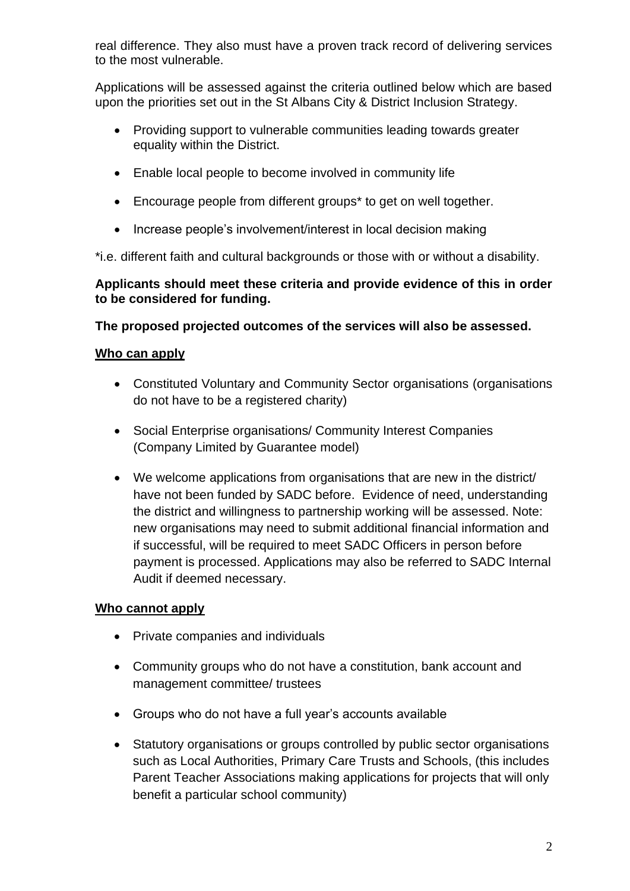real difference. They also must have a proven track record of delivering services to the most vulnerable.

Applications will be assessed against the criteria outlined below which are based upon the priorities set out in the St Albans City & District Inclusion Strategy.

- Providing support to vulnerable communities leading towards greater equality within the District.
- Enable local people to become involved in community life
- Encourage people from different groups* to get on well together.
- Increase people's involvement/interest in local decision making

*i.e. different faith and cultural backgrounds or those with or without a disability.

**Applicants should meet these criteria and provide evidence of this in order to be considered for funding.**

**The proposed projected outcomes of the services will also be assessed.**

## Who can apply

- Constituted Voluntary and Community Sector organisations (organisations do not have to be a registered charity)
- Social Enterprise organisations/ Community Interest Companies (Company Limited by Guarantee model)
- We welcome applications from organisations that are new in the district/ have not been funded by SADC before. Evidence of need, understanding the district and willingness to partnership working will be assessed. Note: new organisations may need to submit additional financial information and if successful, will be required to meet SADC Officers in person before payment is processed. Applications may also be referred to SADC Internal Audit if deemed necessary.

## Who cannot apply

- Private companies and individuals
- Community groups who do not have a constitution, bank account and management committee/ trustees
- Groups who do not have a full year's accounts available
- Statutory organisations or groups controlled by public sector organisations such as Local Authorities, Primary Care Trusts and Schools, (this includes Parent Teacher Associations making applications for projects that will only benefit a particular school community)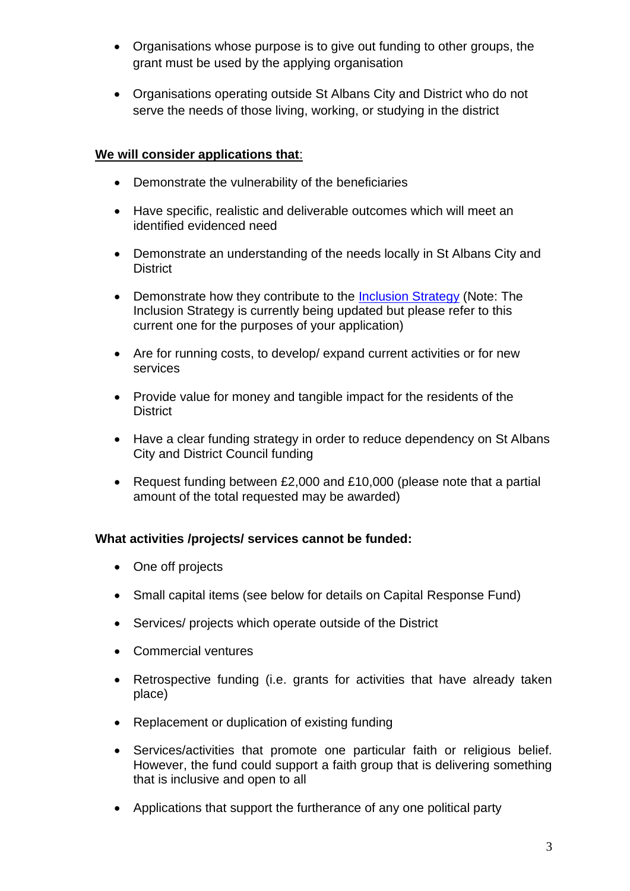- Organisations whose purpose is to give out funding to other groups, the grant must be used by the applying organisation

- Organisations operating outside St Albans City and District who do not serve the needs of those living, working, or studying in the district

**<u>We will consider applications that</u>**:

- Demonstrate the vulnerability of the beneficiaries

- Have specific, realistic and deliverable outcomes which will meet an identified evidenced need

- Demonstrate an understanding of the needs locally in St Albans City and District

- Demonstrate how they contribute to the [Inclusion Strategy](#) (Note: The Inclusion Strategy is currently being updated but please refer to this current one for the purposes of your application)

- Are for running costs, to develop/ expand current activities or for new services

- Provide value for money and tangible impact for the residents of the District

- Have a clear funding strategy in order to reduce dependency on St Albans City and District Council funding

- Request funding between £2,000 and £10,000 (please note that a partial amount of the total requested may be awarded)

**What activities /projects/ services cannot be funded:**

- One off projects

- Small capital items (see below for details on Capital Response Fund)

- Services/ projects which operate outside of the District

- Commercial ventures

- Retrospective funding (i.e. grants for activities that have already taken place)

- Replacement or duplication of existing funding

- Services/activities that promote one particular faith or religious belief. However, the fund could support a faith group that is delivering something that is inclusive and open to all

- Applications that support the furtherance of any one political party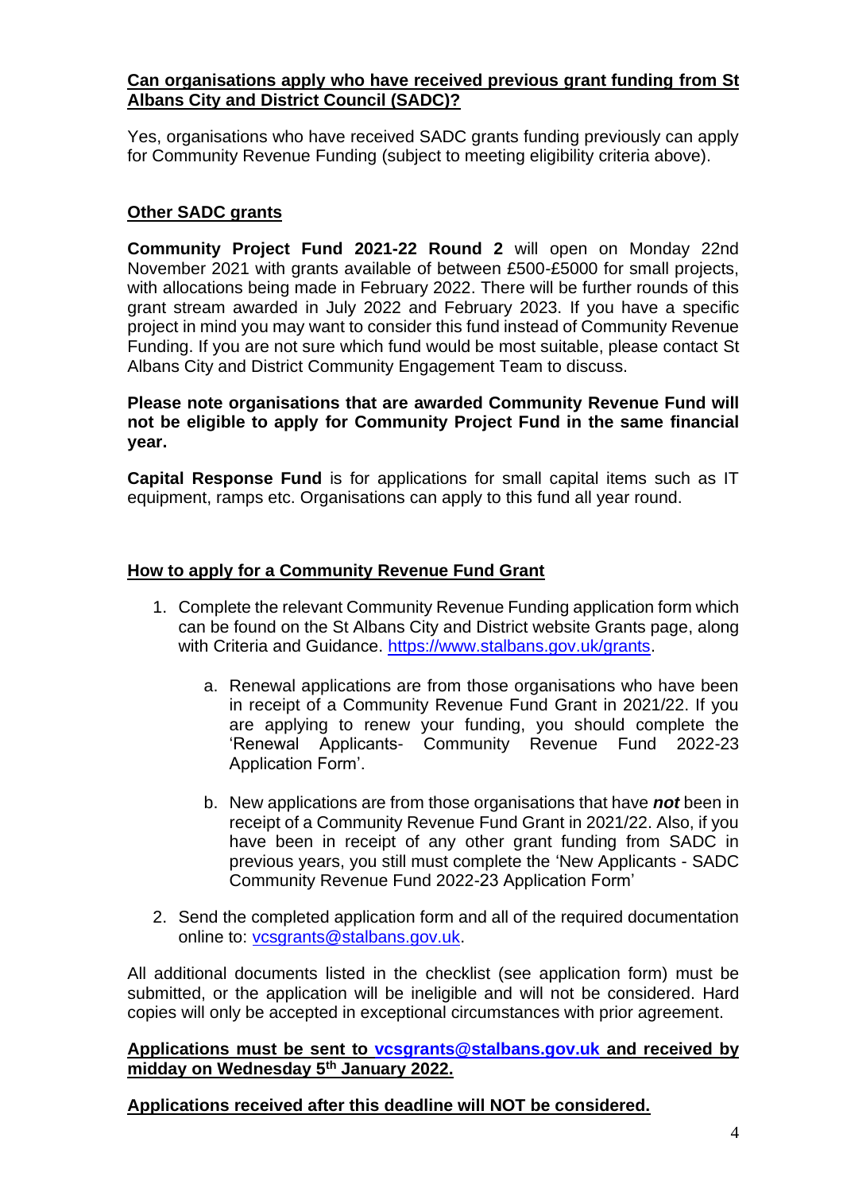**Can organisations apply who have received previous grant funding from St Albans City and District Council (SADC)?**

Yes, organisations who have received SADC grants funding previously can apply for Community Revenue Funding (subject to meeting eligibility criteria above).

**Other SADC grants**

**Community Project Fund 2021-22 Round 2** will open on Monday 22nd November 2021 with grants available of between £500-£5000 for small projects, with allocations being made in February 2022. There will be further rounds of this grant stream awarded in July 2022 and February 2023. If you have a specific project in mind you may want to consider this fund instead of Community Revenue Funding. If you are not sure which fund would be most suitable, please contact St Albans City and District Community Engagement Team to discuss.

**Please note organisations that are awarded Community Revenue Fund will not be eligible to apply for Community Project Fund in the same financial year.**

**Capital Response Fund** is for applications for small capital items such as IT equipment, ramps etc. Organisations can apply to this fund all year round.

**How to apply for a Community Revenue Fund Grant**

1. Complete the relevant Community Revenue Funding application form which can be found on the St Albans City and District website Grants page, along with Criteria and Guidance. https://www.stalbans.gov.uk/grants.

   a. Renewal applications are from those organisations who have been in receipt of a Community Revenue Fund Grant in 2021/22. If you are applying to renew your funding, you should complete the 'Renewal Applicants- Community Revenue Fund 2022-23 Application Form'.

   b. New applications are from those organisations that have ***not*** been in receipt of a Community Revenue Fund Grant in 2021/22. Also, if you have been in receipt of any other grant funding from SADC in previous years, you still must complete the 'New Applicants - SADC Community Revenue Fund 2022-23 Application Form'

2. Send the completed application form and all of the required documentation online to: vcsgrants@stalbans.gov.uk.

All additional documents listed in the checklist (see application form) must be submitted, or the application will be ineligible and will not be considered. Hard copies will only be accepted in exceptional circumstances with prior agreement.

**Applications must be sent to vcsgrants@stalbans.gov.uk and received by midday on Wednesday 5th January 2022.**

**Applications received after this deadline will NOT be considered.**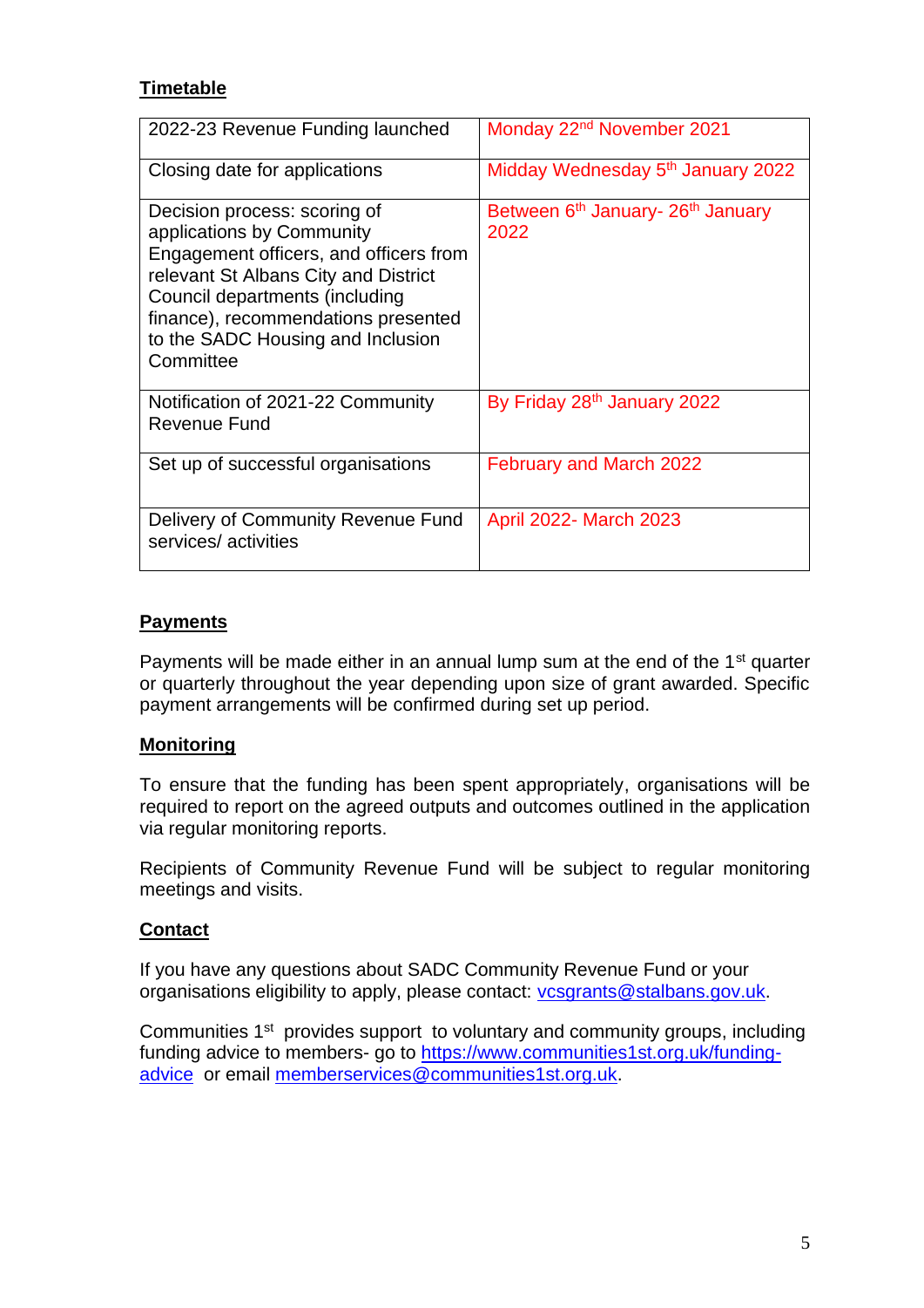## Timetable

| | |
|---|---|
| 2022-23 Revenue Funding launched | Monday 22nd November 2021 |
| Closing date for applications | Midday Wednesday 5th January 2022 |
| Decision process: scoring of applications by Community Engagement officers, and officers from relevant St Albans City and District Council departments (including finance), recommendations presented to the SADC Housing and Inclusion Committee | Between 6th January- 26th January 2022 |
| Notification of 2021-22 Community Revenue Fund | By Friday 28th January 2022 |
| Set up of successful organisations | February and March 2022 |
| Delivery of Community Revenue Fund services/ activities | April 2022- March 2023 |

## Payments

Payments will be made either in an annual lump sum at the end of the 1st quarter or quarterly throughout the year depending upon size of grant awarded. Specific payment arrangements will be confirmed during set up period.

## Monitoring

To ensure that the funding has been spent appropriately, organisations will be required to report on the agreed outputs and outcomes outlined in the application via regular monitoring reports.

Recipients of Community Revenue Fund will be subject to regular monitoring meetings and visits.

## Contact

If you have any questions about SADC Community Revenue Fund or your organisations eligibility to apply, please contact: vcsgrants@stalbans.gov.uk.

Communities 1st provides support to voluntary and community groups, including funding advice to members- go to https://www.communities1st.org.uk/funding-advice or email memberservices@communities1st.org.uk.